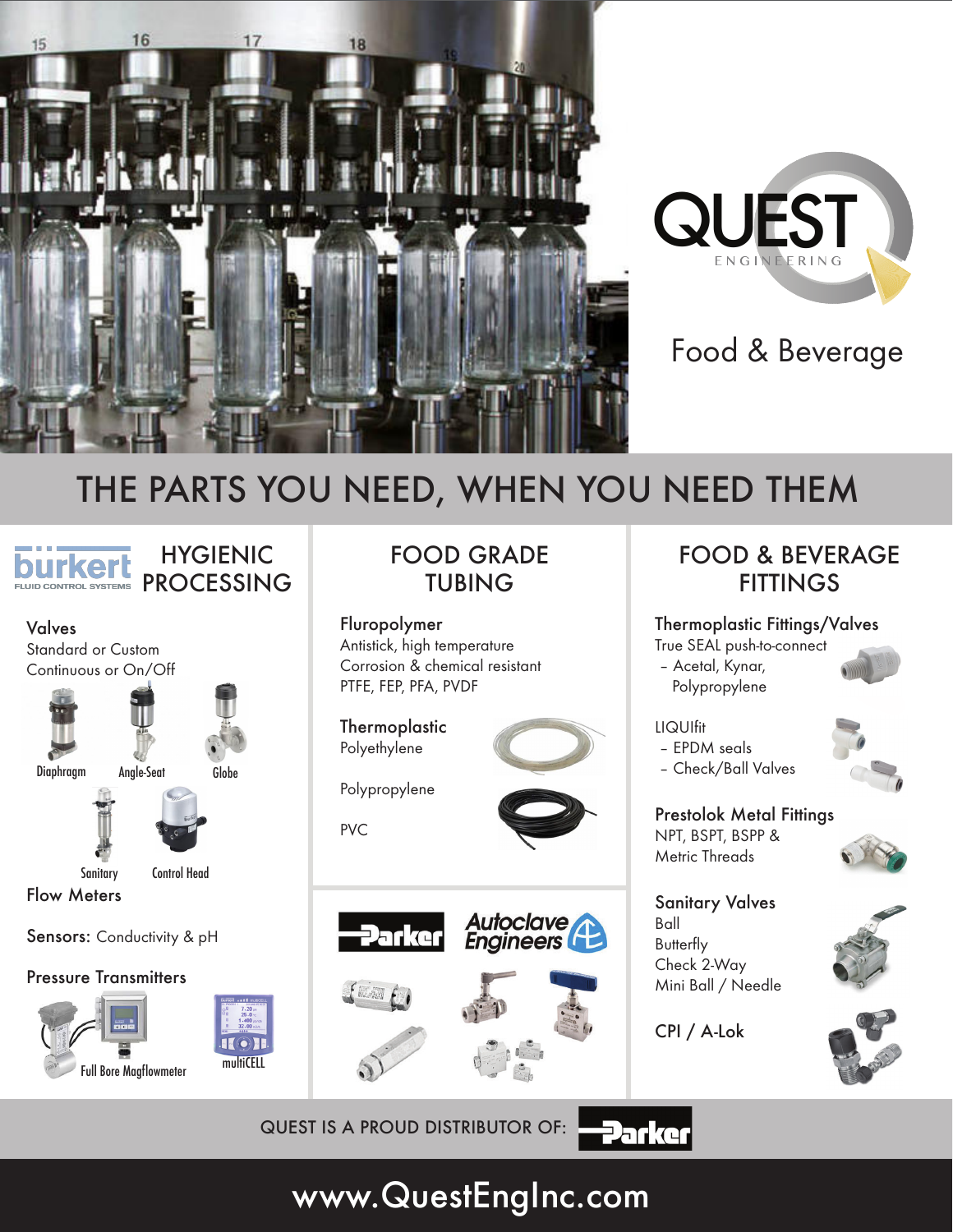# QUEST ENGINEERING

## Food & Beverage

## THE PARTS YOU NEED, WHEN YOU NEED THEM

### bürkert FLUID CONTROL SYSTEMS — HYGIENIC PROCESSING

**Valves**
Standard or Custom
Continuous or On/Off

Diaphragm
Angle-Seat
Globe
Sanitary
Control Head

**Flow Meters**

**Sensors:** Conductivity & pH

**Pressure Transmitters**

Full Bore Magflowmeter
multiCELL

### FOOD GRADE TUBING

**Fluropolymer**
Antistick, high temperature
Corrosion & chemical resistant
PTFE, FEP, PFA, PVDF

**Thermoplastic**
Polyethylene

Polypropylene

PVC

Parker
Autoclave Engineers

### FOOD & BEVERAGE FITTINGS

**Thermoplastic Fittings/Valves**
True SEAL push-to-connect
- Acetal, Kynar, Polypropylene

LIQUIfit
- EPDM seals
- Check/Ball Valves

**Prestolok Metal Fittings**
NPT, BSPT, BSPP & Metric Threads

**Sanitary Valves**
Ball
Butterfly
Check 2-Way
Mini Ball / Needle

**CPI / A-Lok**

QUEST IS A PROUD DISTRIBUTOR OF: Parker

www.QuestEngInc.com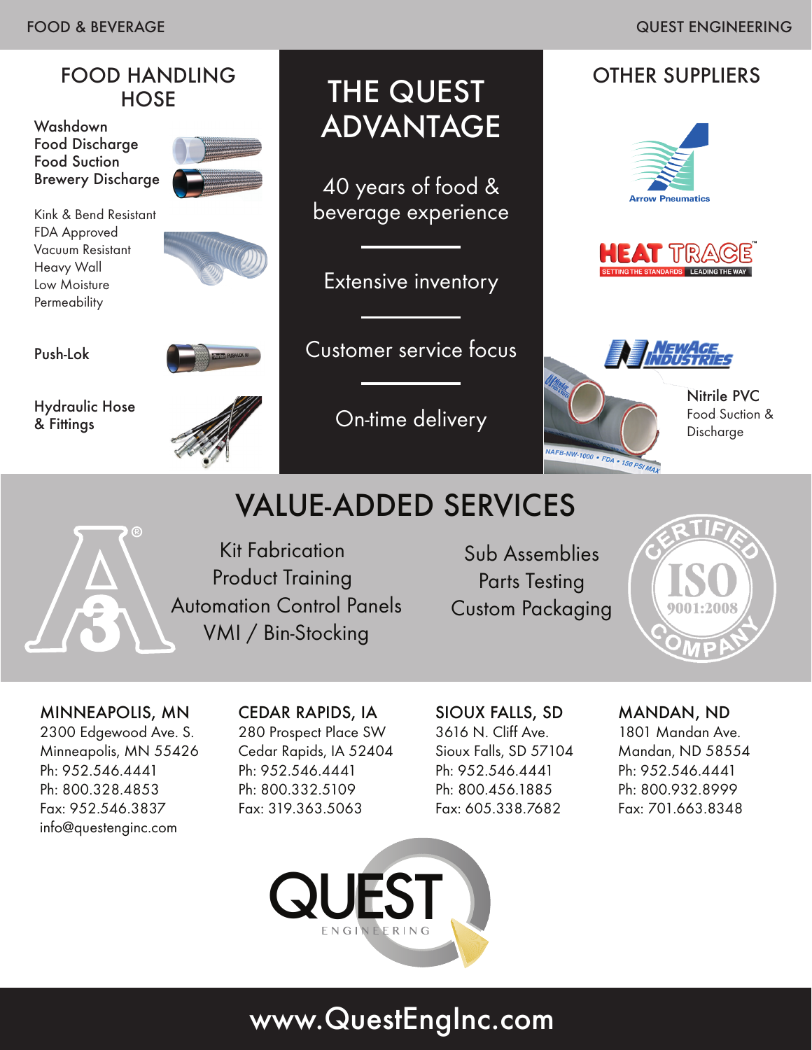## FOOD HANDLING HOSE

Washdown
Food Discharge
Food Suction
Brewery Discharge

Kink & Bend Resistant
FDA Approved
Vacuum Resistant
Heavy Wall
Low Moisture Permeability

Push-Lok

Hydraulic Hose & Fittings

## THE QUEST ADVANTAGE

40 years of food & beverage experience

Extensive inventory

Customer service focus

On-time delivery

## OTHER SUPPLIERS

Arrow Pneumatics

HEAT TRACE
SETTING THE STANDARDS | LEADING THE WAY

NEWAGE INDUSTRIES

Nitrile PVC
Food Suction & Discharge

## VALUE-ADDED SERVICES

Kit Fabrication
Product Training
Automation Control Panels
VMI / Bin-Stocking

Sub Assemblies
Parts Testing
Custom Packaging

CERTIFIED ISO 9001:2008 COMPANY

**MINNEAPOLIS, MN**
2300 Edgewood Ave. S.
Minneapolis, MN 55426
Ph: 952.546.4441
Ph: 800.328.4853
Fax: 952.546.3837
info@questenginc.com

**CEDAR RAPIDS, IA**
280 Prospect Place SW
Cedar Rapids, IA 52404
Ph: 952.546.4441
Ph: 800.332.5109
Fax: 319.363.5063

**SIOUX FALLS, SD**
3616 N. Cliff Ave.
Sioux Falls, SD 57104
Ph: 952.546.4441
Ph: 800.456.1885
Fax: 605.338.7682

**MANDAN, ND**
1801 Mandan Ave.
Mandan, ND 58554
Ph: 952.546.4441
Ph: 800.932.8999
Fax: 701.663.8348

QUEST ENGINEERING

www.QuestEngInc.com